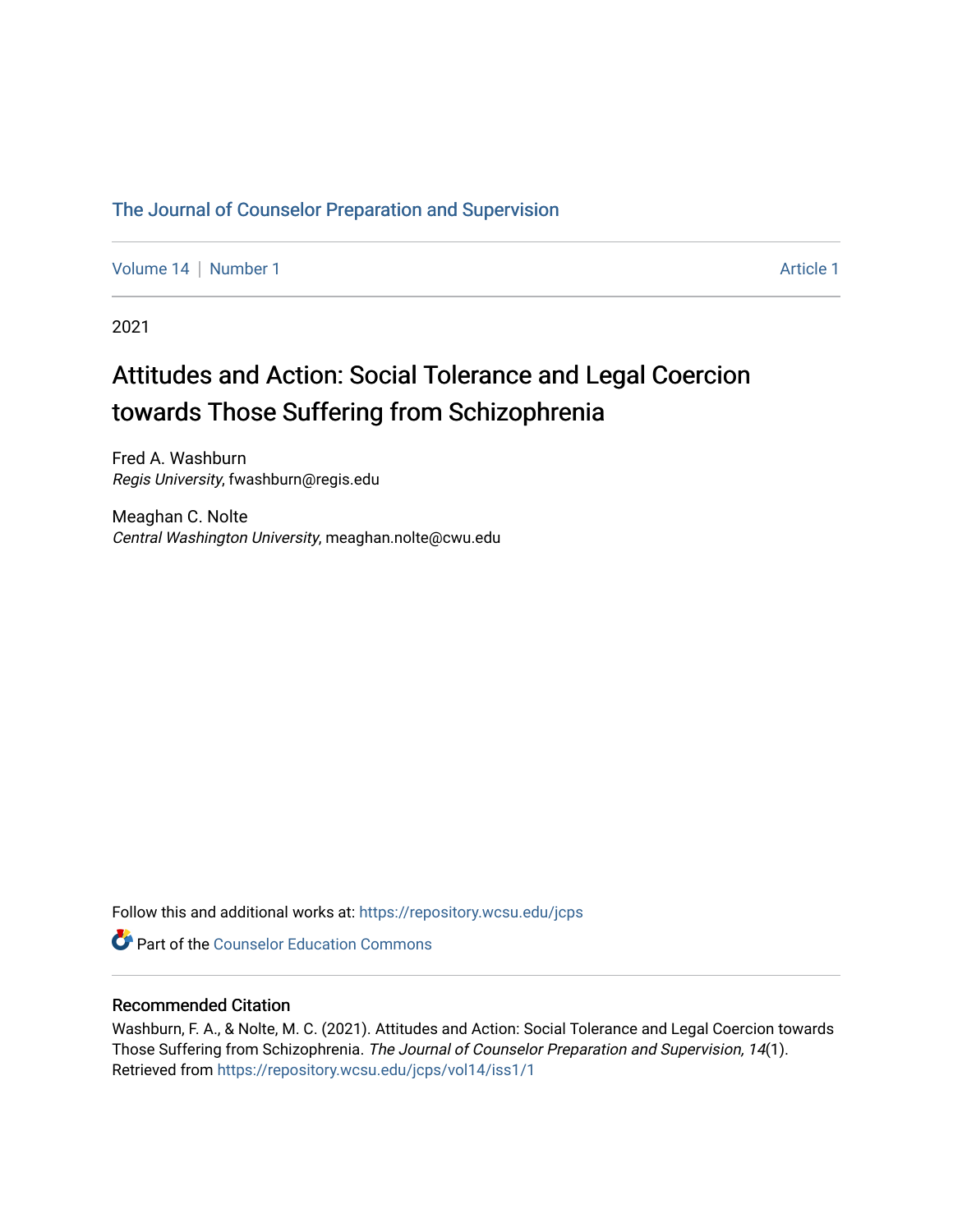The Journal of Counselor Preparation and Supervision

Volume 14 | Number 1 Article 1

2021

# Attitudes and Action: Social Tolerance and Legal Coercion towards Those Suffering from Schizophrenia

Fred A. Washburn
*Regis University*, fwashburn@regis.edu

Meaghan C. Nolte
*Central Washington University*, meaghan.nolte@cwu.edu

Follow this and additional works at: https://repository.wcsu.edu/jcps

Part of the Counselor Education Commons

## Recommended Citation

Washburn, F. A., & Nolte, M. C. (2021). Attitudes and Action: Social Tolerance and Legal Coercion towards Those Suffering from Schizophrenia. *The Journal of Counselor Preparation and Supervision, 14*(1). Retrieved from https://repository.wcsu.edu/jcps/vol14/iss1/1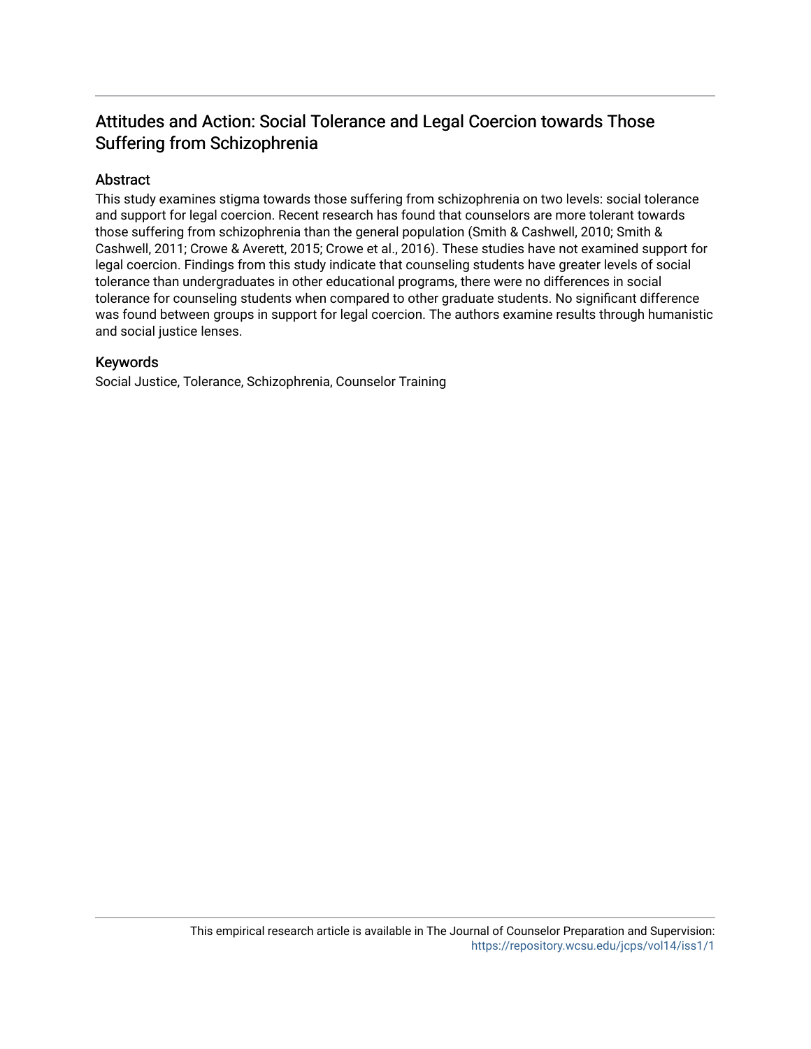# Attitudes and Action: Social Tolerance and Legal Coercion towards Those Suffering from Schizophrenia

## Abstract

This study examines stigma towards those suffering from schizophrenia on two levels: social tolerance and support for legal coercion. Recent research has found that counselors are more tolerant towards those suffering from schizophrenia than the general population (Smith & Cashwell, 2010; Smith & Cashwell, 2011; Crowe & Averett, 2015; Crowe et al., 2016). These studies have not examined support for legal coercion. Findings from this study indicate that counseling students have greater levels of social tolerance than undergraduates in other educational programs, there were no differences in social tolerance for counseling students when compared to other graduate students. No significant difference was found between groups in support for legal coercion. The authors examine results through humanistic and social justice lenses.

## Keywords

Social Justice, Tolerance, Schizophrenia, Counselor Training

This empirical research article is available in The Journal of Counselor Preparation and Supervision: https://repository.wcsu.edu/jcps/vol14/iss1/1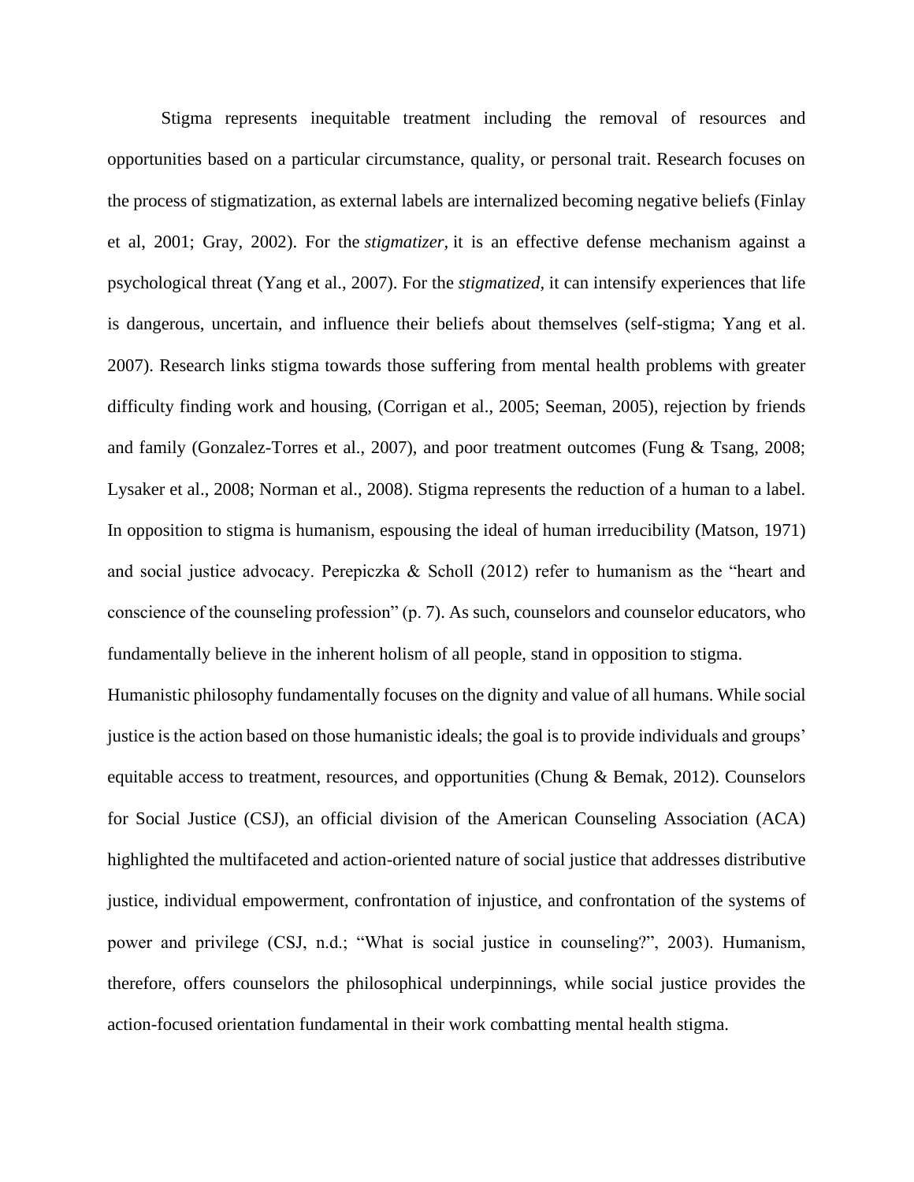Stigma represents inequitable treatment including the removal of resources and opportunities based on a particular circumstance, quality, or personal trait. Research focuses on the process of stigmatization, as external labels are internalized becoming negative beliefs (Finlay et al, 2001; Gray, 2002). For the *stigmatizer,* it is an effective defense mechanism against a psychological threat (Yang et al., 2007). For the *stigmatized*, it can intensify experiences that life is dangerous, uncertain, and influence their beliefs about themselves (self-stigma; Yang et al. 2007). Research links stigma towards those suffering from mental health problems with greater difficulty finding work and housing, (Corrigan et al., 2005; Seeman, 2005), rejection by friends and family (Gonzalez-Torres et al., 2007), and poor treatment outcomes (Fung & Tsang, 2008; Lysaker et al., 2008; Norman et al., 2008). Stigma represents the reduction of a human to a label. In opposition to stigma is humanism, espousing the ideal of human irreducibility (Matson, 1971) and social justice advocacy. Perepiczka & Scholl (2012) refer to humanism as the "heart and conscience of the counseling profession" (p. 7). As such, counselors and counselor educators, who fundamentally believe in the inherent holism of all people, stand in opposition to stigma.

Humanistic philosophy fundamentally focuses on the dignity and value of all humans. While social justice is the action based on those humanistic ideals; the goal is to provide individuals and groups' equitable access to treatment, resources, and opportunities (Chung & Bemak, 2012). Counselors for Social Justice (CSJ), an official division of the American Counseling Association (ACA) highlighted the multifaceted and action-oriented nature of social justice that addresses distributive justice, individual empowerment, confrontation of injustice, and confrontation of the systems of power and privilege (CSJ, n.d.; "What is social justice in counseling?", 2003). Humanism, therefore, offers counselors the philosophical underpinnings, while social justice provides the action-focused orientation fundamental in their work combatting mental health stigma.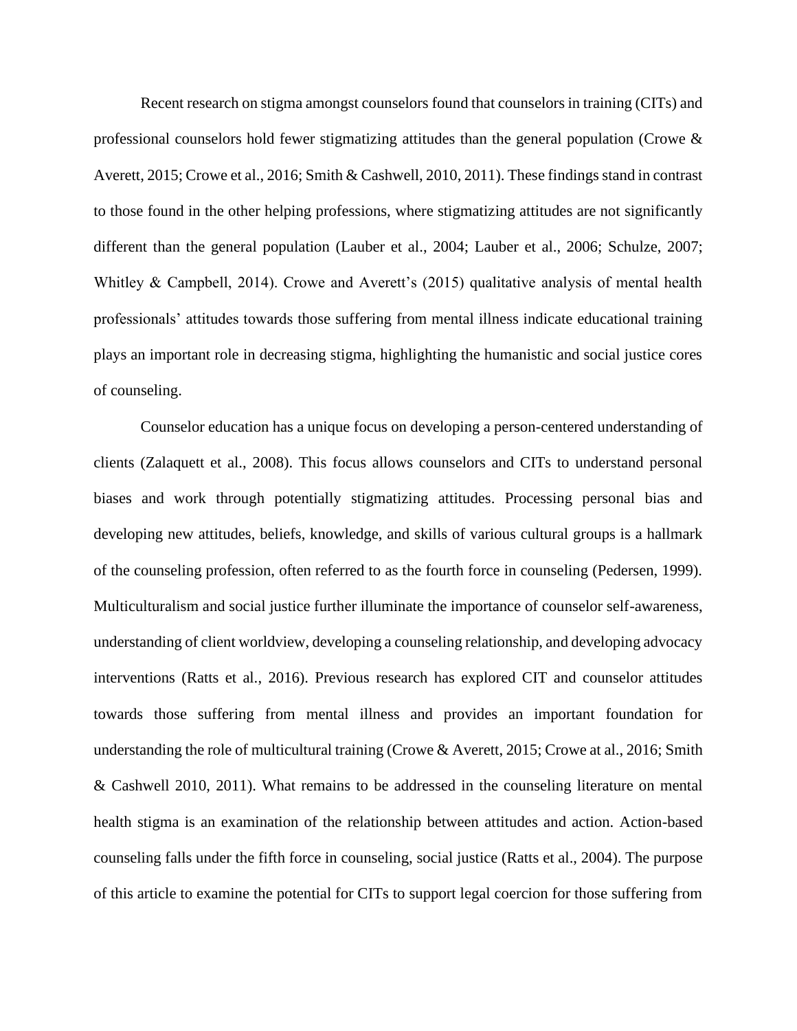Recent research on stigma amongst counselors found that counselors in training (CITs) and professional counselors hold fewer stigmatizing attitudes than the general population (Crowe & Averett, 2015; Crowe et al., 2016; Smith & Cashwell, 2010, 2011). These findings stand in contrast to those found in the other helping professions, where stigmatizing attitudes are not significantly different than the general population (Lauber et al., 2004; Lauber et al., 2006; Schulze, 2007; Whitley & Campbell, 2014). Crowe and Averett's (2015) qualitative analysis of mental health professionals' attitudes towards those suffering from mental illness indicate educational training plays an important role in decreasing stigma, highlighting the humanistic and social justice cores of counseling.

Counselor education has a unique focus on developing a person-centered understanding of clients (Zalaquett et al., 2008). This focus allows counselors and CITs to understand personal biases and work through potentially stigmatizing attitudes. Processing personal bias and developing new attitudes, beliefs, knowledge, and skills of various cultural groups is a hallmark of the counseling profession, often referred to as the fourth force in counseling (Pedersen, 1999). Multiculturalism and social justice further illuminate the importance of counselor self-awareness, understanding of client worldview, developing a counseling relationship, and developing advocacy interventions (Ratts et al., 2016). Previous research has explored CIT and counselor attitudes towards those suffering from mental illness and provides an important foundation for understanding the role of multicultural training (Crowe & Averett, 2015; Crowe at al., 2016; Smith & Cashwell 2010, 2011). What remains to be addressed in the counseling literature on mental health stigma is an examination of the relationship between attitudes and action. Action-based counseling falls under the fifth force in counseling, social justice (Ratts et al., 2004). The purpose of this article to examine the potential for CITs to support legal coercion for those suffering from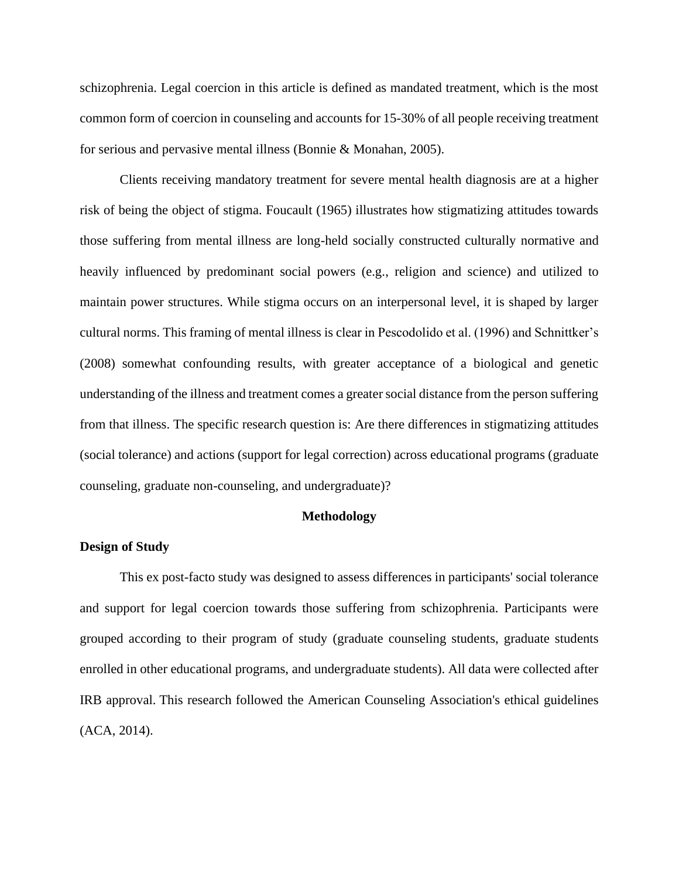schizophrenia. Legal coercion in this article is defined as mandated treatment, which is the most common form of coercion in counseling and accounts for 15-30% of all people receiving treatment for serious and pervasive mental illness (Bonnie & Monahan, 2005).

Clients receiving mandatory treatment for severe mental health diagnosis are at a higher risk of being the object of stigma. Foucault (1965) illustrates how stigmatizing attitudes towards those suffering from mental illness are long-held socially constructed culturally normative and heavily influenced by predominant social powers (e.g., religion and science) and utilized to maintain power structures. While stigma occurs on an interpersonal level, it is shaped by larger cultural norms. This framing of mental illness is clear in Pescodolido et al. (1996) and Schnittker's (2008) somewhat confounding results, with greater acceptance of a biological and genetic understanding of the illness and treatment comes a greater social distance from the person suffering from that illness. The specific research question is: Are there differences in stigmatizing attitudes (social tolerance) and actions (support for legal correction) across educational programs (graduate counseling, graduate non-counseling, and undergraduate)?

## Methodology

### Design of Study

This ex post-facto study was designed to assess differences in participants' social tolerance and support for legal coercion towards those suffering from schizophrenia. Participants were grouped according to their program of study (graduate counseling students, graduate students enrolled in other educational programs, and undergraduate students). All data were collected after IRB approval. This research followed the American Counseling Association's ethical guidelines (ACA, 2014).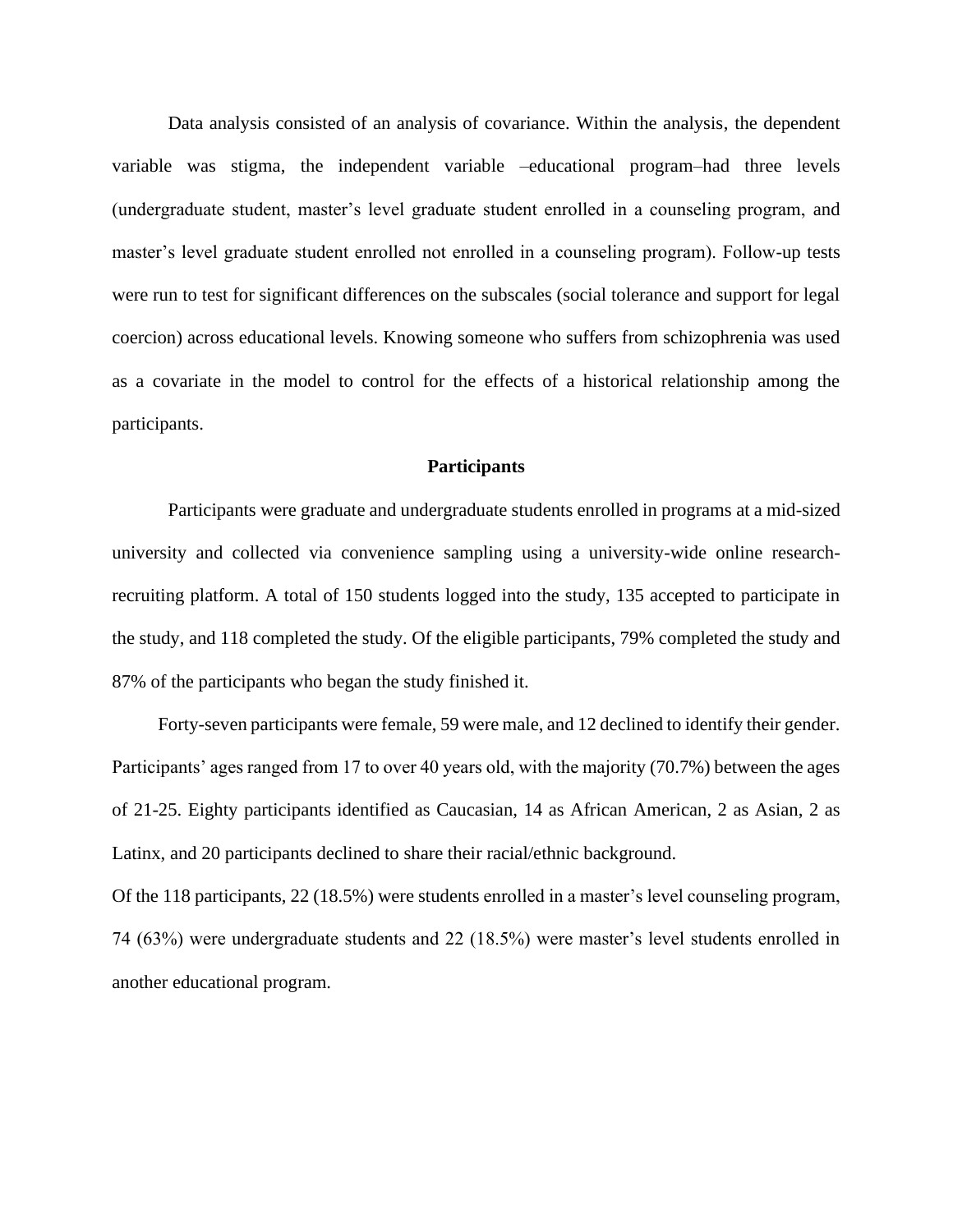Data analysis consisted of an analysis of covariance. Within the analysis, the dependent variable was stigma, the independent variable –educational program– had three levels (undergraduate student, master's level graduate student enrolled in a counseling program, and master's level graduate student enrolled not enrolled in a counseling program). Follow-up tests were run to test for significant differences on the subscales (social tolerance and support for legal coercion) across educational levels. Knowing someone who suffers from schizophrenia was used as a covariate in the model to control for the effects of a historical relationship among the participants.

## Participants

Participants were graduate and undergraduate students enrolled in programs at a mid-sized university and collected via convenience sampling using a university-wide online research-recruiting platform. A total of 150 students logged into the study, 135 accepted to participate in the study, and 118 completed the study. Of the eligible participants, 79% completed the study and 87% of the participants who began the study finished it.

Forty-seven participants were female, 59 were male, and 12 declined to identify their gender. Participants' ages ranged from 17 to over 40 years old, with the majority (70.7%) between the ages of 21-25. Eighty participants identified as Caucasian, 14 as African American, 2 as Asian, 2 as Latinx, and 20 participants declined to share their racial/ethnic background.

Of the 118 participants, 22 (18.5%) were students enrolled in a master's level counseling program, 74 (63%) were undergraduate students and 22 (18.5%) were master's level students enrolled in another educational program.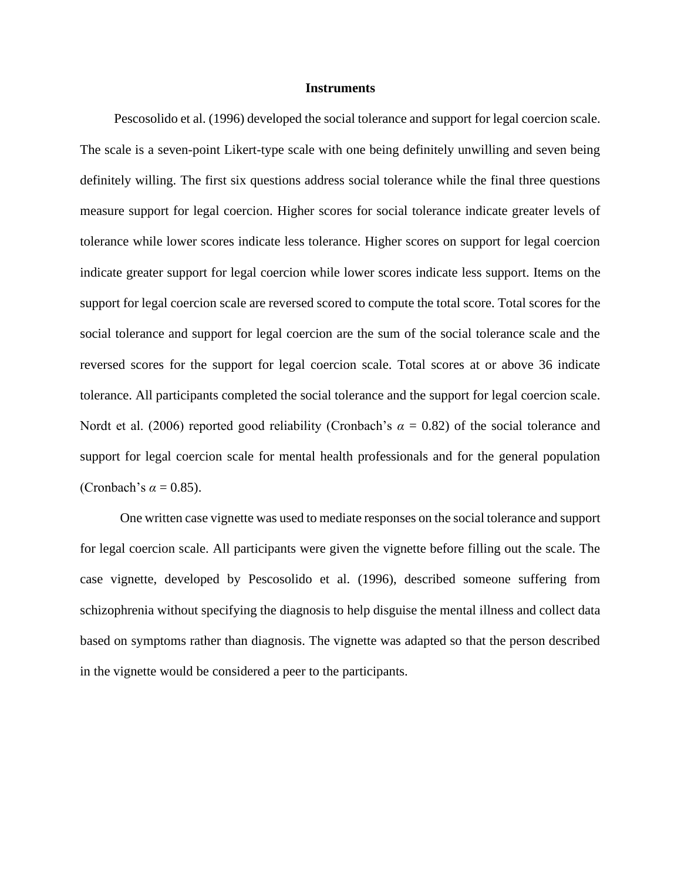## Instruments

Pescosolido et al. (1996) developed the social tolerance and support for legal coercion scale. The scale is a seven-point Likert-type scale with one being definitely unwilling and seven being definitely willing. The first six questions address social tolerance while the final three questions measure support for legal coercion. Higher scores for social tolerance indicate greater levels of tolerance while lower scores indicate less tolerance. Higher scores on support for legal coercion indicate greater support for legal coercion while lower scores indicate less support. Items on the support for legal coercion scale are reversed scored to compute the total score. Total scores for the social tolerance and support for legal coercion are the sum of the social tolerance scale and the reversed scores for the support for legal coercion scale. Total scores at or above 36 indicate tolerance. All participants completed the social tolerance and the support for legal coercion scale. Nordt et al. (2006) reported good reliability (Cronbach's $\alpha = 0.82$) of the social tolerance and support for legal coercion scale for mental health professionals and for the general population (Cronbach's $\alpha = 0.85$).

One written case vignette was used to mediate responses on the social tolerance and support for legal coercion scale. All participants were given the vignette before filling out the scale. The case vignette, developed by Pescosolido et al. (1996), described someone suffering from schizophrenia without specifying the diagnosis to help disguise the mental illness and collect data based on symptoms rather than diagnosis. The vignette was adapted so that the person described in the vignette would be considered a peer to the participants.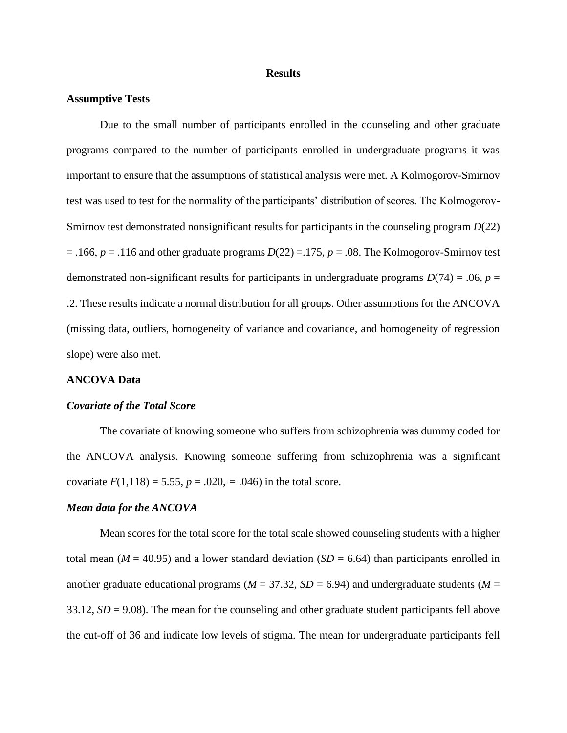# Results

## Assumptive Tests

Due to the small number of participants enrolled in the counseling and other graduate programs compared to the number of participants enrolled in undergraduate programs it was important to ensure that the assumptions of statistical analysis were met. A Kolmogorov-Smirnov test was used to test for the normality of the participants' distribution of scores. The Kolmogorov-Smirnov test demonstrated nonsignificant results for participants in the counseling program $D(22) = .166$, $p = .116$ and other graduate programs $D(22) =.175$, $p = .08$. The Kolmogorov-Smirnov test demonstrated non-significant results for participants in undergraduate programs $D(74) = .06$, $p = .2$. These results indicate a normal distribution for all groups. Other assumptions for the ANCOVA (missing data, outliers, homogeneity of variance and covariance, and homogeneity of regression slope) were also met.

## ANCOVA Data

### *Covariate of the Total Score*

The covariate of knowing someone who suffers from schizophrenia was dummy coded for the ANCOVA analysis. Knowing someone suffering from schizophrenia was a significant covariate $F(1,118) = 5.55$, $p = .020$, $= .046$) in the total score.

### *Mean data for the ANCOVA*

Mean scores for the total score for the total scale showed counseling students with a higher total mean ($M = 40.95$) and a lower standard deviation ($SD = 6.64$) than participants enrolled in another graduate educational programs ($M = 37.32$, $SD = 6.94$) and undergraduate students ($M = 33.12$, $SD = 9.08$). The mean for the counseling and other graduate student participants fell above the cut-off of 36 and indicate low levels of stigma. The mean for undergraduate participants fell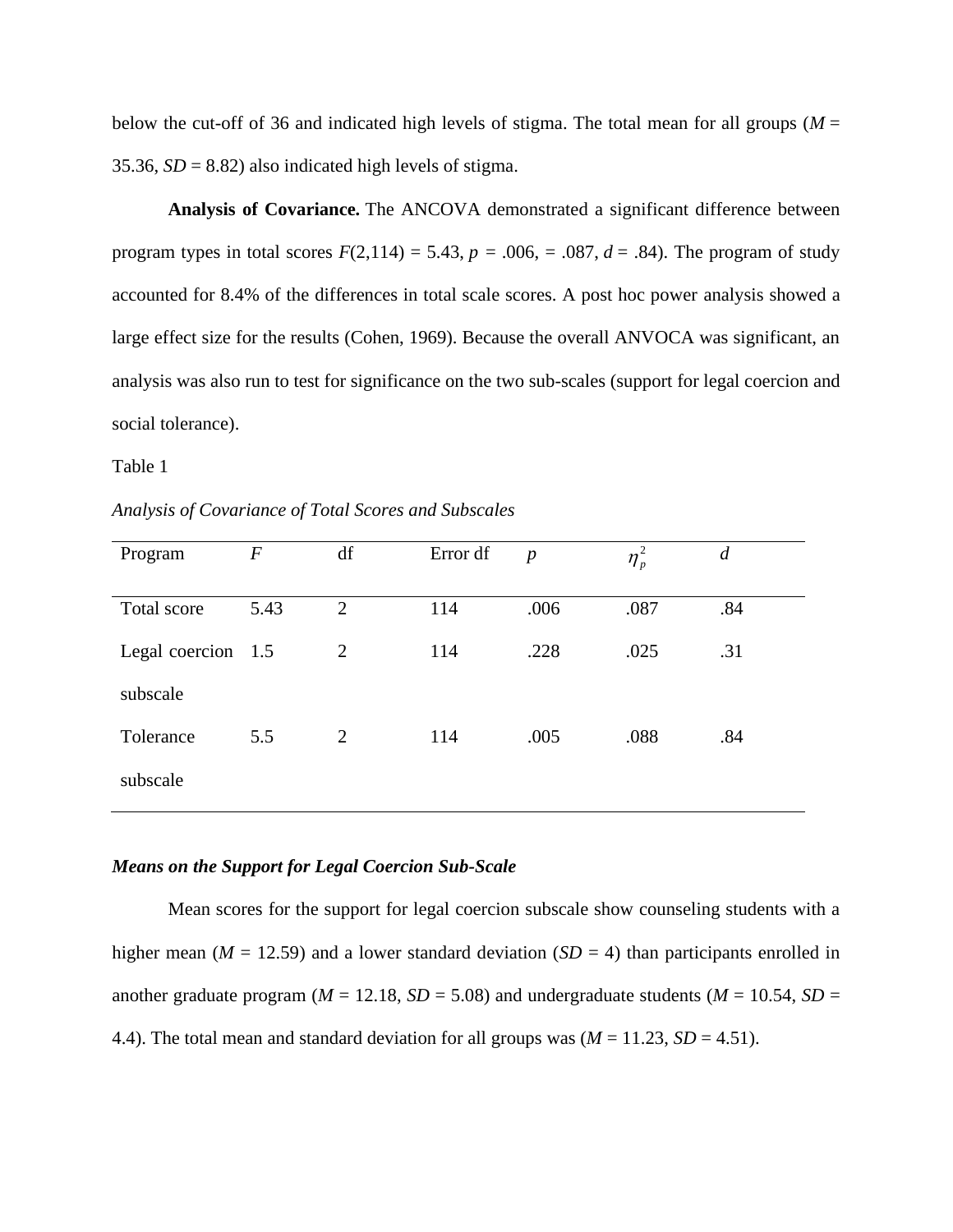below the cut-off of 36 and indicated high levels of stigma. The total mean for all groups (*M* = 35.36, *SD* = 8.82) also indicated high levels of stigma.

**Analysis of Covariance.** The ANCOVA demonstrated a significant difference between program types in total scores $F(2,114) = 5.43$, $p = .006$, = .087, $d = .84$). The program of study accounted for 8.4% of the differences in total scale scores. A post hoc power analysis showed a large effect size for the results (Cohen, 1969). Because the overall ANVOCA was significant, an analysis was also run to test for significance on the two sub-scales (support for legal coercion and social tolerance).

Table 1

*Analysis of Covariance of Total Scores and Subscales*

| Program | $F$ | df | Error df | $p$ | $\eta_p^2$ | $d$ |
|---|---|---|---|---|---|---|
| Total score | 5.43 | 2 | 114 | .006 | .087 | .84 |
| Legal coercion subscale | 1.5 | 2 | 114 | .228 | .025 | .31 |
| Tolerance subscale | 5.5 | 2 | 114 | .005 | .088 | .84 |

***Means on the Support for Legal Coercion Sub-Scale***

Mean scores for the support for legal coercion subscale show counseling students with a higher mean (*M* = 12.59) and a lower standard deviation (*SD* = 4) than participants enrolled in another graduate program (*M* = 12.18, *SD* = 5.08) and undergraduate students (*M* = 10.54, *SD* = 4.4). The total mean and standard deviation for all groups was (*M* = 11.23, *SD* = 4.51).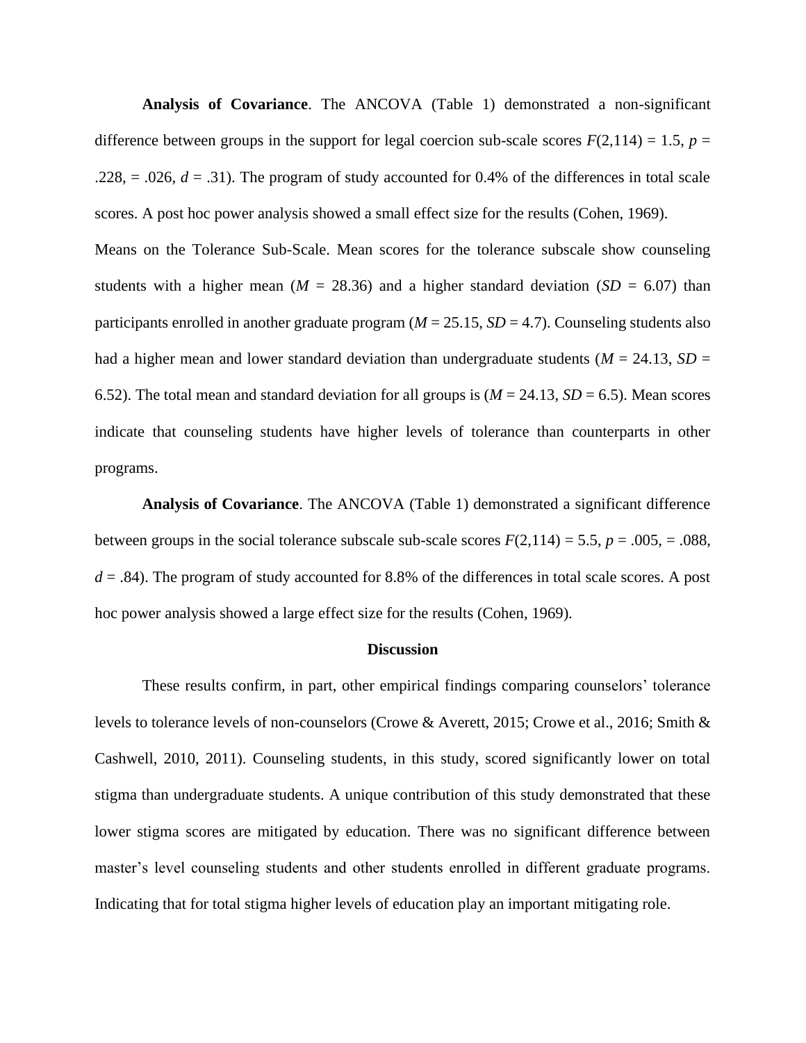**Analysis of Covariance**. The ANCOVA (Table 1) demonstrated a non-significant difference between groups in the support for legal coercion sub-scale scores $F(2,114) = 1.5$, $p = .228$, = .026, $d = .31$). The program of study accounted for 0.4% of the differences in total scale scores. A post hoc power analysis showed a small effect size for the results (Cohen, 1969).

Means on the Tolerance Sub-Scale. Mean scores for the tolerance subscale show counseling students with a higher mean ($M = 28.36$) and a higher standard deviation ($SD = 6.07$) than participants enrolled in another graduate program ($M = 25.15$, $SD = 4.7$). Counseling students also had a higher mean and lower standard deviation than undergraduate students ($M = 24.13$, $SD = 6.52$). The total mean and standard deviation for all groups is ($M = 24.13$, $SD = 6.5$). Mean scores indicate that counseling students have higher levels of tolerance than counterparts in other programs.

**Analysis of Covariance**. The ANCOVA (Table 1) demonstrated a significant difference between groups in the social tolerance subscale sub-scale scores $F(2,114) = 5.5$, $p = .005$, = .088, $d = .84$). The program of study accounted for 8.8% of the differences in total scale scores. A post hoc power analysis showed a large effect size for the results (Cohen, 1969).

## Discussion

These results confirm, in part, other empirical findings comparing counselors' tolerance levels to tolerance levels of non-counselors (Crowe & Averett, 2015; Crowe et al., 2016; Smith & Cashwell, 2010, 2011). Counseling students, in this study, scored significantly lower on total stigma than undergraduate students. A unique contribution of this study demonstrated that these lower stigma scores are mitigated by education. There was no significant difference between master's level counseling students and other students enrolled in different graduate programs. Indicating that for total stigma higher levels of education play an important mitigating role.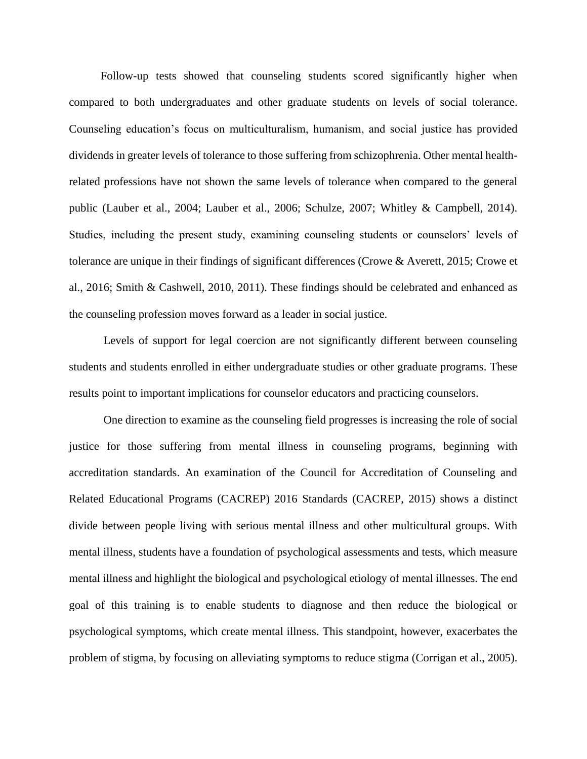Follow-up tests showed that counseling students scored significantly higher when compared to both undergraduates and other graduate students on levels of social tolerance. Counseling education's focus on multiculturalism, humanism, and social justice has provided dividends in greater levels of tolerance to those suffering from schizophrenia. Other mental health-related professions have not shown the same levels of tolerance when compared to the general public (Lauber et al., 2004; Lauber et al., 2006; Schulze, 2007; Whitley & Campbell, 2014). Studies, including the present study, examining counseling students or counselors' levels of tolerance are unique in their findings of significant differences (Crowe & Averett, 2015; Crowe et al., 2016; Smith & Cashwell, 2010, 2011). These findings should be celebrated and enhanced as the counseling profession moves forward as a leader in social justice.

Levels of support for legal coercion are not significantly different between counseling students and students enrolled in either undergraduate studies or other graduate programs. These results point to important implications for counselor educators and practicing counselors.

One direction to examine as the counseling field progresses is increasing the role of social justice for those suffering from mental illness in counseling programs, beginning with accreditation standards. An examination of the Council for Accreditation of Counseling and Related Educational Programs (CACREP) 2016 Standards (CACREP, 2015) shows a distinct divide between people living with serious mental illness and other multicultural groups. With mental illness, students have a foundation of psychological assessments and tests, which measure mental illness and highlight the biological and psychological etiology of mental illnesses. The end goal of this training is to enable students to diagnose and then reduce the biological or psychological symptoms, which create mental illness. This standpoint, however, exacerbates the problem of stigma, by focusing on alleviating symptoms to reduce stigma (Corrigan et al., 2005).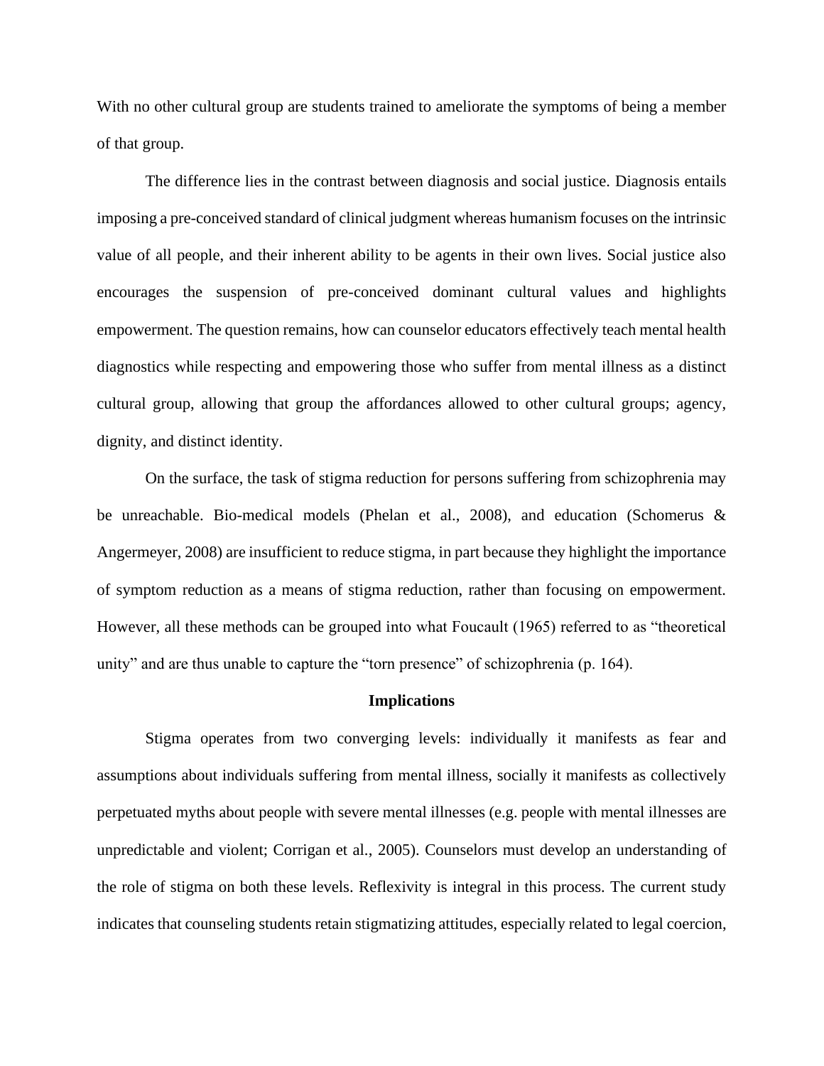With no other cultural group are students trained to ameliorate the symptoms of being a member of that group.

The difference lies in the contrast between diagnosis and social justice. Diagnosis entails imposing a pre-conceived standard of clinical judgment whereas humanism focuses on the intrinsic value of all people, and their inherent ability to be agents in their own lives. Social justice also encourages the suspension of pre-conceived dominant cultural values and highlights empowerment. The question remains, how can counselor educators effectively teach mental health diagnostics while respecting and empowering those who suffer from mental illness as a distinct cultural group, allowing that group the affordances allowed to other cultural groups; agency, dignity, and distinct identity.

On the surface, the task of stigma reduction for persons suffering from schizophrenia may be unreachable. Bio-medical models (Phelan et al., 2008), and education (Schomerus & Angermeyer, 2008) are insufficient to reduce stigma, in part because they highlight the importance of symptom reduction as a means of stigma reduction, rather than focusing on empowerment. However, all these methods can be grouped into what Foucault (1965) referred to as "theoretical unity" and are thus unable to capture the "torn presence" of schizophrenia (p. 164).

## Implications

Stigma operates from two converging levels: individually it manifests as fear and assumptions about individuals suffering from mental illness, socially it manifests as collectively perpetuated myths about people with severe mental illnesses (e.g. people with mental illnesses are unpredictable and violent; Corrigan et al., 2005). Counselors must develop an understanding of the role of stigma on both these levels. Reflexivity is integral in this process. The current study indicates that counseling students retain stigmatizing attitudes, especially related to legal coercion,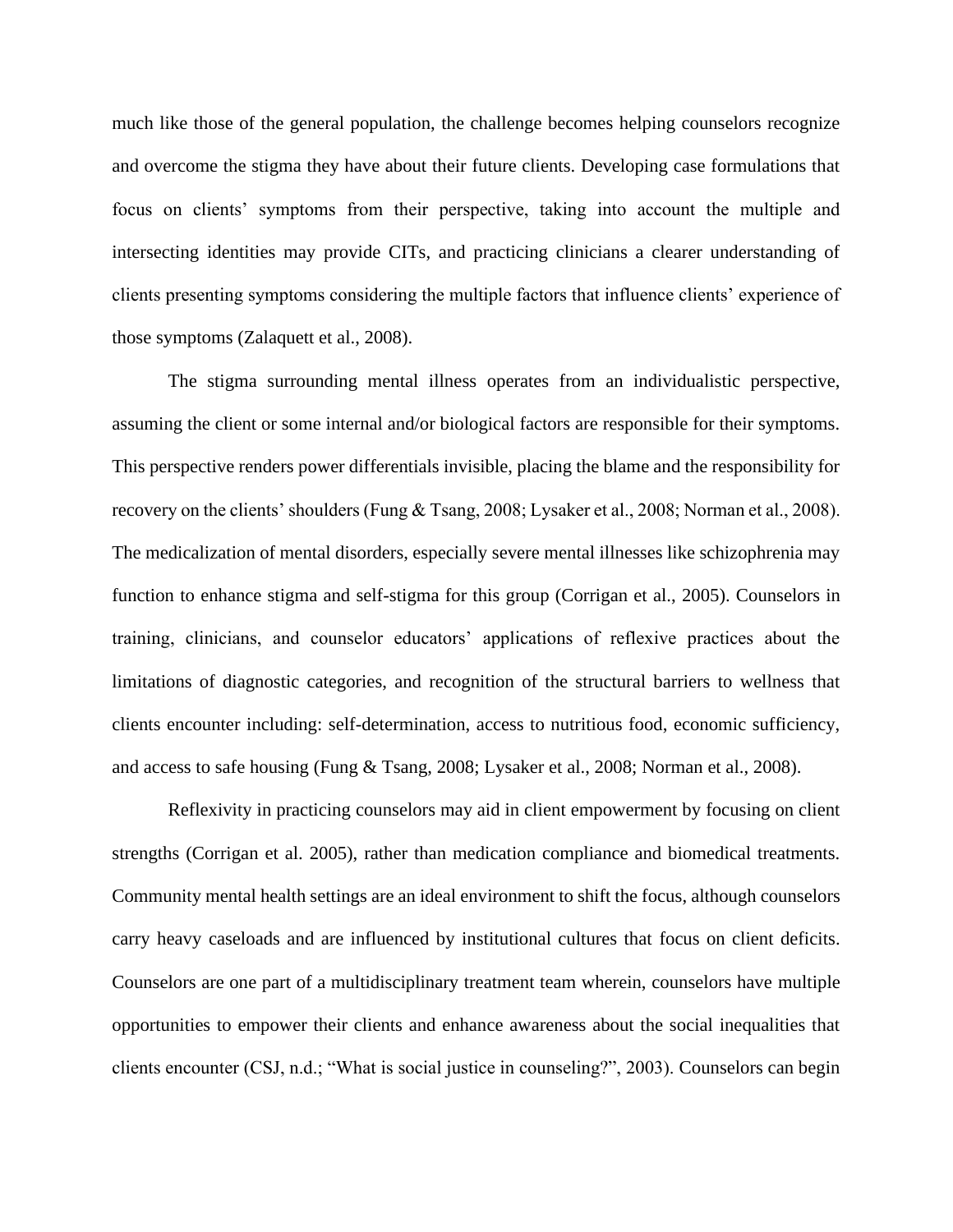much like those of the general population, the challenge becomes helping counselors recognize and overcome the stigma they have about their future clients. Developing case formulations that focus on clients' symptoms from their perspective, taking into account the multiple and intersecting identities may provide CITs, and practicing clinicians a clearer understanding of clients presenting symptoms considering the multiple factors that influence clients' experience of those symptoms (Zalaquett et al., 2008).

The stigma surrounding mental illness operates from an individualistic perspective, assuming the client or some internal and/or biological factors are responsible for their symptoms. This perspective renders power differentials invisible, placing the blame and the responsibility for recovery on the clients' shoulders (Fung & Tsang, 2008; Lysaker et al., 2008; Norman et al., 2008). The medicalization of mental disorders, especially severe mental illnesses like schizophrenia may function to enhance stigma and self-stigma for this group (Corrigan et al., 2005). Counselors in training, clinicians, and counselor educators' applications of reflexive practices about the limitations of diagnostic categories, and recognition of the structural barriers to wellness that clients encounter including: self-determination, access to nutritious food, economic sufficiency, and access to safe housing (Fung & Tsang, 2008; Lysaker et al., 2008; Norman et al., 2008).

Reflexivity in practicing counselors may aid in client empowerment by focusing on client strengths (Corrigan et al. 2005), rather than medication compliance and biomedical treatments. Community mental health settings are an ideal environment to shift the focus, although counselors carry heavy caseloads and are influenced by institutional cultures that focus on client deficits. Counselors are one part of a multidisciplinary treatment team wherein, counselors have multiple opportunities to empower their clients and enhance awareness about the social inequalities that clients encounter (CSJ, n.d.; "What is social justice in counseling?", 2003). Counselors can begin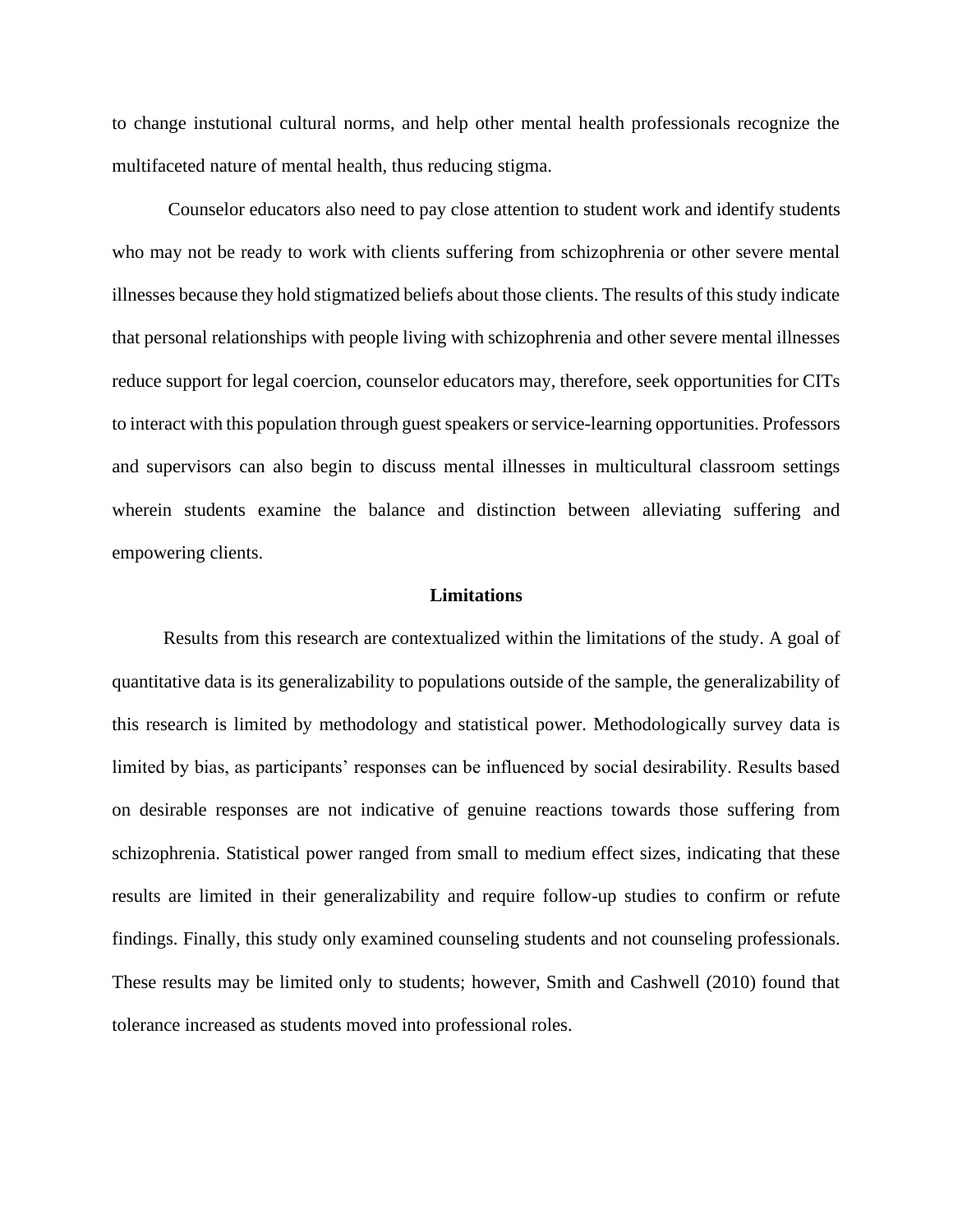to change instutional cultural norms, and help other mental health professionals recognize the multifaceted nature of mental health, thus reducing stigma.

Counselor educators also need to pay close attention to student work and identify students who may not be ready to work with clients suffering from schizophrenia or other severe mental illnesses because they hold stigmatized beliefs about those clients. The results of this study indicate that personal relationships with people living with schizophrenia and other severe mental illnesses reduce support for legal coercion, counselor educators may, therefore, seek opportunities for CITs to interact with this population through guest speakers or service-learning opportunities. Professors and supervisors can also begin to discuss mental illnesses in multicultural classroom settings wherein students examine the balance and distinction between alleviating suffering and empowering clients.

## Limitations

Results from this research are contextualized within the limitations of the study. A goal of quantitative data is its generalizability to populations outside of the sample, the generalizability of this research is limited by methodology and statistical power. Methodologically survey data is limited by bias, as participants' responses can be influenced by social desirability. Results based on desirable responses are not indicative of genuine reactions towards those suffering from schizophrenia. Statistical power ranged from small to medium effect sizes, indicating that these results are limited in their generalizability and require follow-up studies to confirm or refute findings. Finally, this study only examined counseling students and not counseling professionals. These results may be limited only to students; however, Smith and Cashwell (2010) found that tolerance increased as students moved into professional roles.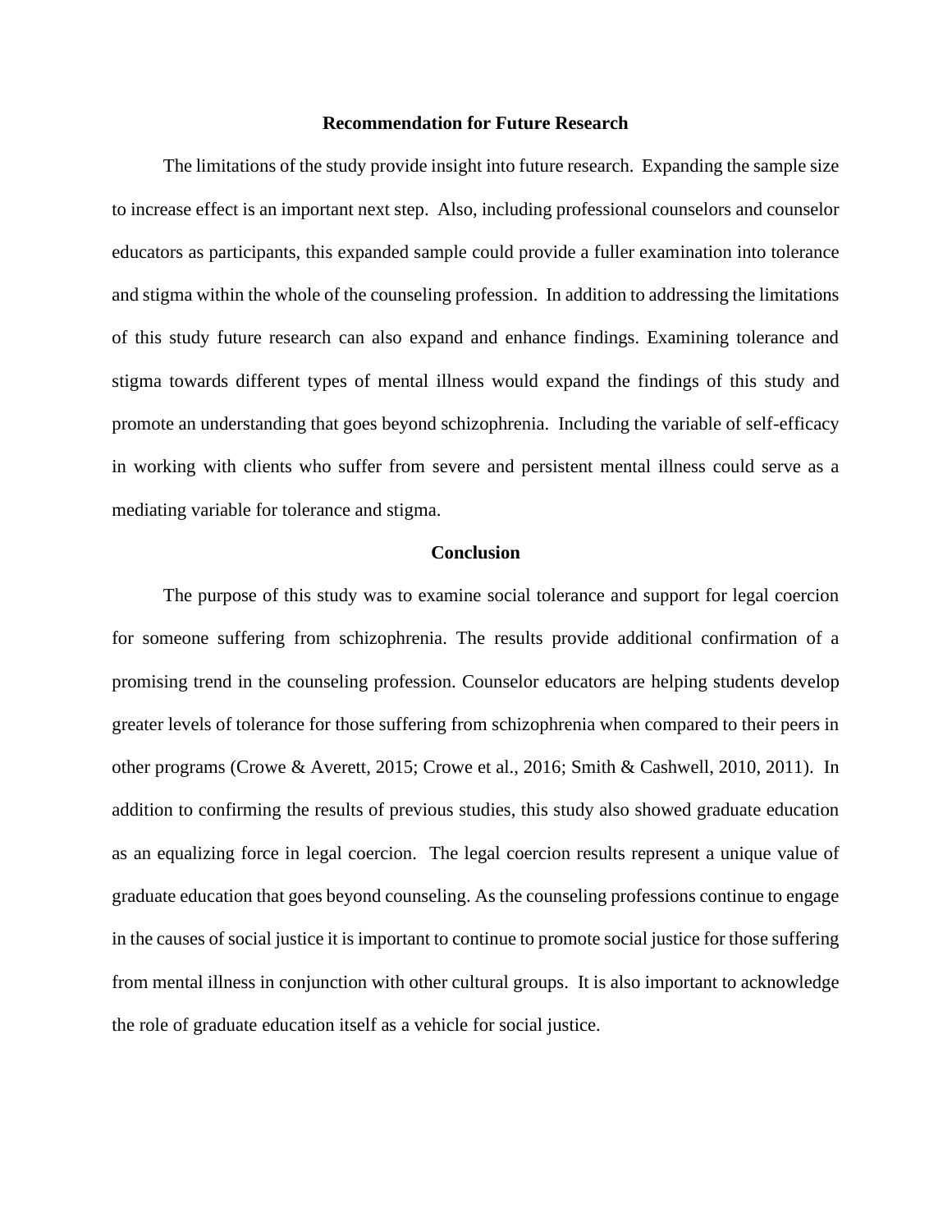## Recommendation for Future Research

The limitations of the study provide insight into future research. Expanding the sample size to increase effect is an important next step. Also, including professional counselors and counselor educators as participants, this expanded sample could provide a fuller examination into tolerance and stigma within the whole of the counseling profession. In addition to addressing the limitations of this study future research can also expand and enhance findings. Examining tolerance and stigma towards different types of mental illness would expand the findings of this study and promote an understanding that goes beyond schizophrenia. Including the variable of self-efficacy in working with clients who suffer from severe and persistent mental illness could serve as a mediating variable for tolerance and stigma.

## Conclusion

The purpose of this study was to examine social tolerance and support for legal coercion for someone suffering from schizophrenia. The results provide additional confirmation of a promising trend in the counseling profession. Counselor educators are helping students develop greater levels of tolerance for those suffering from schizophrenia when compared to their peers in other programs (Crowe & Averett, 2015; Crowe et al., 2016; Smith & Cashwell, 2010, 2011). In addition to confirming the results of previous studies, this study also showed graduate education as an equalizing force in legal coercion. The legal coercion results represent a unique value of graduate education that goes beyond counseling. As the counseling professions continue to engage in the causes of social justice it is important to continue to promote social justice for those suffering from mental illness in conjunction with other cultural groups. It is also important to acknowledge the role of graduate education itself as a vehicle for social justice.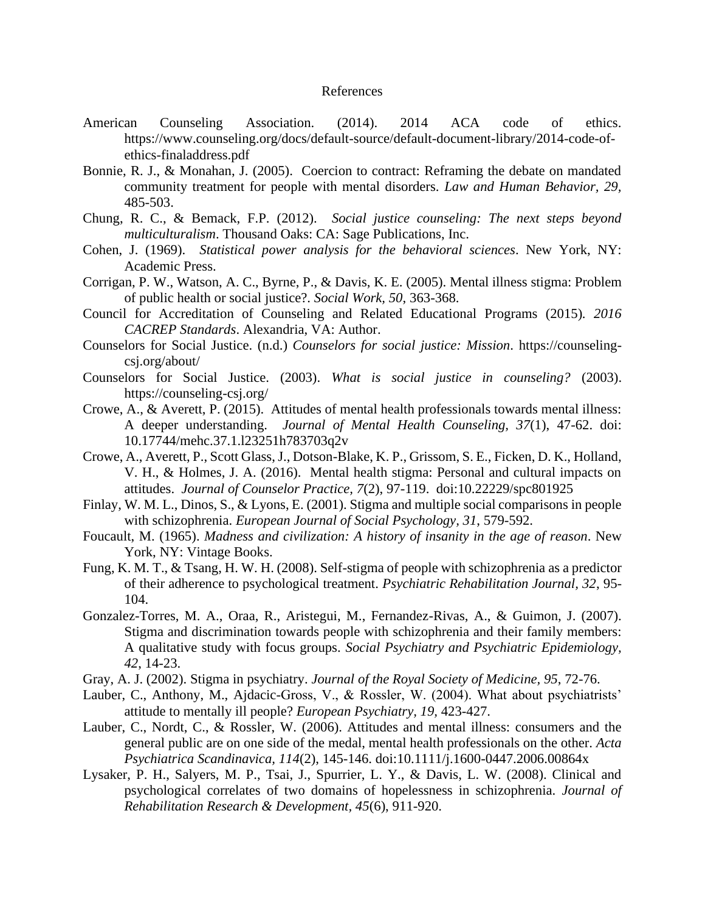# References

American Counseling Association. (2014). 2014 ACA code of ethics. https://www.counseling.org/docs/default-source/default-document-library/2014-code-of-ethics-finaladdress.pdf

Bonnie, R. J., & Monahan, J. (2005). Coercion to contract: Reframing the debate on mandated community treatment for people with mental disorders. *Law and Human Behavior, 29,* 485-503.

Chung, R. C., & Bemack, F.P. (2012). *Social justice counseling: The next steps beyond multiculturalism*. Thousand Oaks: CA: Sage Publications, Inc.

Cohen, J. (1969). *Statistical power analysis for the behavioral sciences*. New York, NY: Academic Press.

Corrigan, P. W., Watson, A. C., Byrne, P., & Davis, K. E. (2005). Mental illness stigma: Problem of public health or social justice?. *Social Work, 50*, 363-368.

Council for Accreditation of Counseling and Related Educational Programs (2015). *2016 CACREP Standards*. Alexandria, VA: Author.

Counselors for Social Justice. (n.d.) *Counselors for social justice: Mission*. https://counseling-csj.org/about/

Counselors for Social Justice. (2003). *What is social justice in counseling?* (2003). https://counseling-csj.org/

Crowe, A., & Averett, P. (2015). Attitudes of mental health professionals towards mental illness: A deeper understanding. *Journal of Mental Health Counseling, 37*(1), 47-62. doi: 10.17744/mehc.37.1.l23251h783703q2v

Crowe, A., Averett, P., Scott Glass, J., Dotson-Blake, K. P., Grissom, S. E., Ficken, D. K., Holland, V. H., & Holmes, J. A. (2016). Mental health stigma: Personal and cultural impacts on attitudes. *Journal of Counselor Practice*, *7*(2), 97-119. doi:10.22229/spc801925

Finlay, W. M. L., Dinos, S., & Lyons, E. (2001). Stigma and multiple social comparisons in people with schizophrenia. *European Journal of Social Psychology, 31*, 579-592.

Foucault, M. (1965). *Madness and civilization: A history of insanity in the age of reason*. New York, NY: Vintage Books.

Fung, K. M. T., & Tsang, H. W. H. (2008). Self-stigma of people with schizophrenia as a predictor of their adherence to psychological treatment. *Psychiatric Rehabilitation Journal*, *32*, 95-104.

Gonzalez-Torres, M. A., Oraa, R., Aristegui, M., Fernandez-Rivas, A., & Guimon, J. (2007). Stigma and discrimination towards people with schizophrenia and their family members: A qualitative study with focus groups. *Social Psychiatry and Psychiatric Epidemiology, 42*, 14-23.

Gray, A. J. (2002). Stigma in psychiatry. *Journal of the Royal Society of Medicine, 95*, 72-76.

Lauber, C., Anthony, M., Ajdacic-Gross, V., & Rossler, W. (2004). What about psychiatrists' attitude to mentally ill people? *European Psychiatry, 19,* 423-427.

Lauber, C., Nordt, C., & Rossler, W. (2006). Attitudes and mental illness: consumers and the general public are on one side of the medal, mental health professionals on the other. *Acta Psychiatrica Scandinavica, 114*(2), 145-146. doi:10.1111/j.1600-0447.2006.00864x

Lysaker, P. H., Salyers, M. P., Tsai, J., Spurrier, L. Y., & Davis, L. W. (2008). Clinical and psychological correlates of two domains of hopelessness in schizophrenia. *Journal of Rehabilitation Research & Development*, *45*(6), 911-920.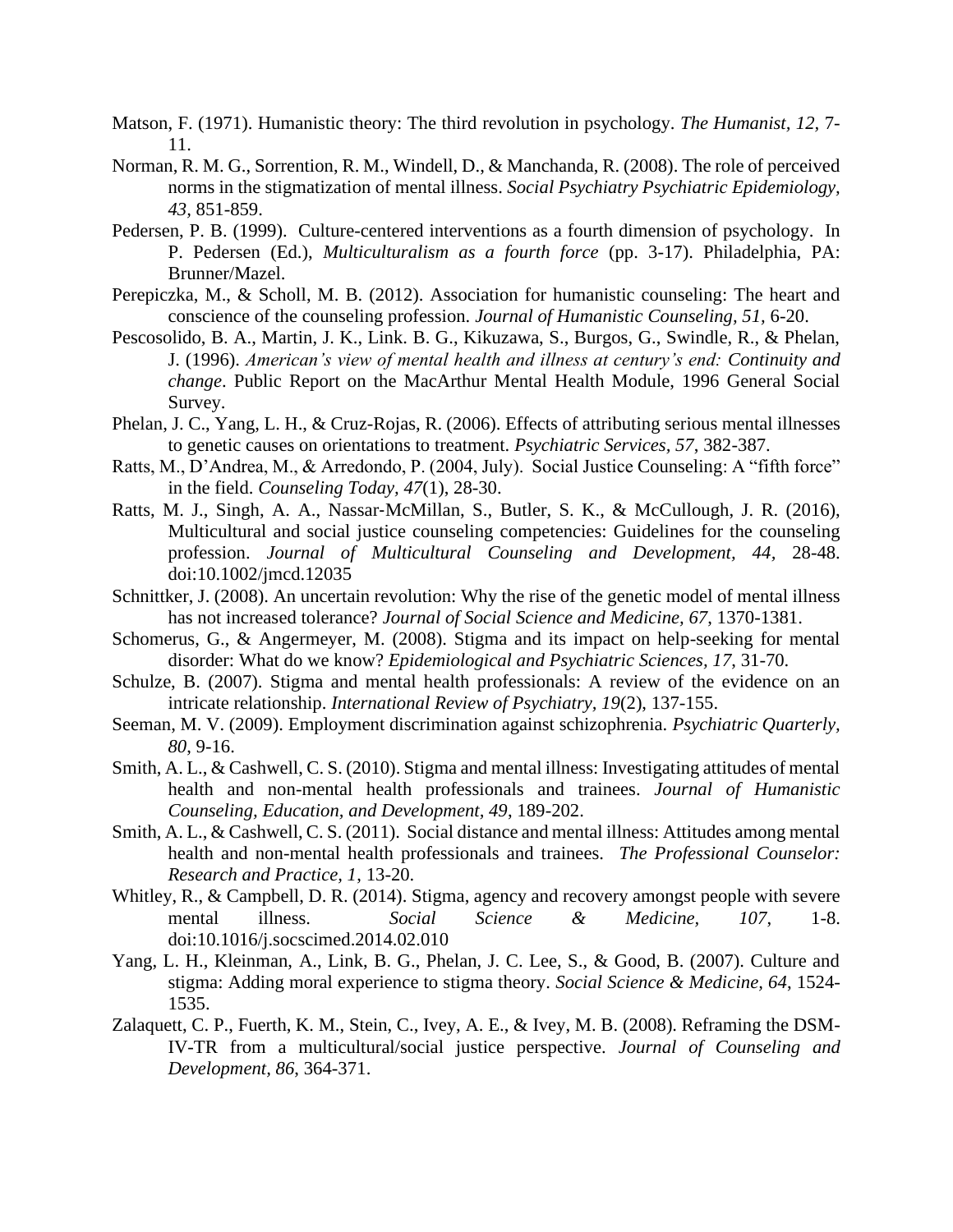Matson, F. (1971). Humanistic theory: The third revolution in psychology. *The Humanist, 12*, 7-11.

Norman, R. M. G., Sorrention, R. M., Windell, D., & Manchanda, R. (2008). The role of perceived norms in the stigmatization of mental illness. *Social Psychiatry Psychiatric Epidemiology, 43*, 851-859.

Pedersen, P. B. (1999). Culture-centered interventions as a fourth dimension of psychology. In P. Pedersen (Ed.), *Multiculturalism as a fourth force* (pp. 3-17). Philadelphia, PA: Brunner/Mazel.

Perepiczka, M., & Scholl, M. B. (2012). Association for humanistic counseling: The heart and conscience of the counseling profession. *Journal of Humanistic Counseling, 51*, 6-20.

Pescosolido, B. A., Martin, J. K., Link. B. G., Kikuzawa, S., Burgos, G., Swindle, R., & Phelan, J. (1996). *American's view of mental health and illness at century's end: Continuity and change*. Public Report on the MacArthur Mental Health Module, 1996 General Social Survey.

Phelan, J. C., Yang, L. H., & Cruz-Rojas, R. (2006). Effects of attributing serious mental illnesses to genetic causes on orientations to treatment. *Psychiatric Services, 57*, 382-387.

Ratts, M., D'Andrea, M., & Arredondo, P. (2004, July). Social Justice Counseling: A "fifth force" in the field. *Counseling Today, 47*(1), 28-30.

Ratts, M. J., Singh, A. A., Nassar-McMillan, S., Butler, S. K., & McCullough, J. R. (2016), Multicultural and social justice counseling competencies: Guidelines for the counseling profession. *Journal of Multicultural Counseling and Development, 44*, 28-48. doi:10.1002/jmcd.12035

Schnittker, J. (2008). An uncertain revolution: Why the rise of the genetic model of mental illness has not increased tolerance? *Journal of Social Science and Medicine, 67*, 1370-1381.

Schomerus, G., & Angermeyer, M. (2008). Stigma and its impact on help-seeking for mental disorder: What do we know? *Epidemiological and Psychiatric Sciences, 17*, 31-70.

Schulze, B. (2007). Stigma and mental health professionals: A review of the evidence on an intricate relationship. *International Review of Psychiatry, 19*(2), 137-155.

Seeman, M. V. (2009). Employment discrimination against schizophrenia. *Psychiatric Quarterly, 80*, 9-16.

Smith, A. L., & Cashwell, C. S. (2010). Stigma and mental illness: Investigating attitudes of mental health and non-mental health professionals and trainees. *Journal of Humanistic Counseling, Education, and Development, 49*, 189-202.

Smith, A. L., & Cashwell, C. S. (2011). Social distance and mental illness: Attitudes among mental health and non-mental health professionals and trainees. *The Professional Counselor: Research and Practice, 1*, 13-20.

Whitley, R., & Campbell, D. R. (2014). Stigma, agency and recovery amongst people with severe mental illness. *Social Science & Medicine, 107*, 1-8. doi:10.1016/j.socscimed.2014.02.010

Yang, L. H., Kleinman, A., Link, B. G., Phelan, J. C. Lee, S., & Good, B. (2007). Culture and stigma: Adding moral experience to stigma theory. *Social Science & Medicine, 64*, 1524-1535.

Zalaquett, C. P., Fuerth, K. M., Stein, C., Ivey, A. E., & Ivey, M. B. (2008). Reframing the DSM-IV-TR from a multicultural/social justice perspective. *Journal of Counseling and Development, 86*, 364-371.